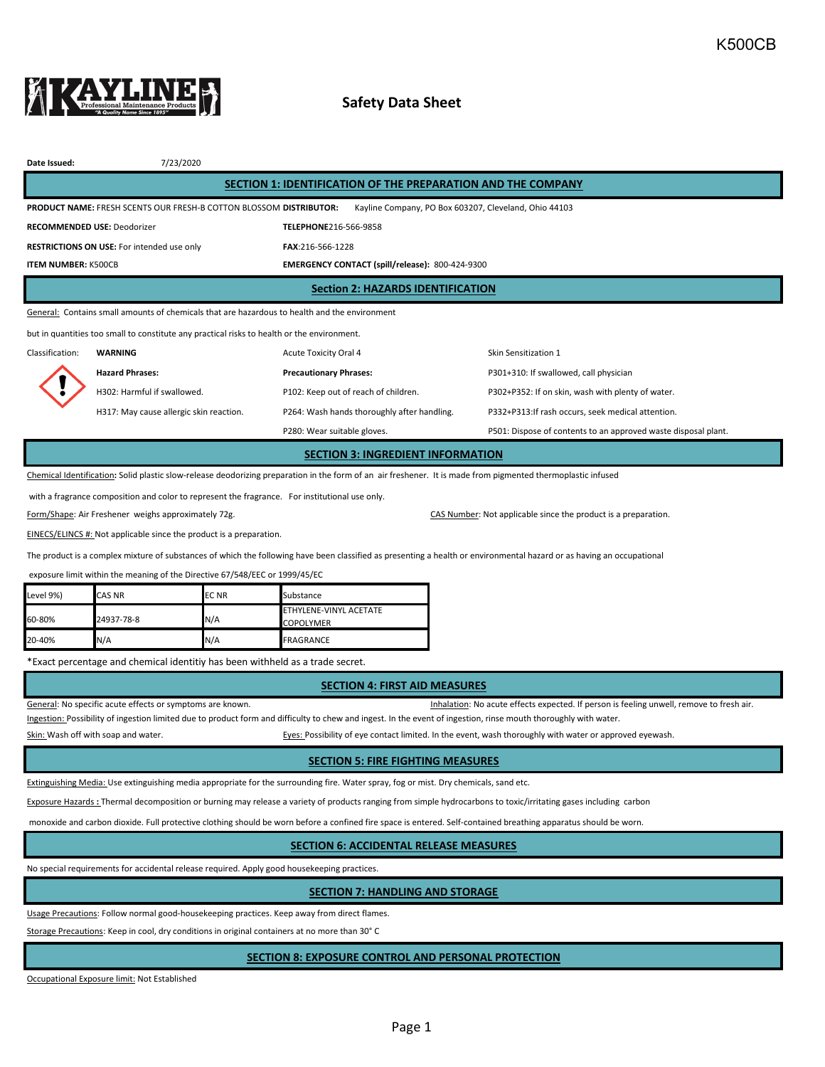K500CB

# Safety Data Sheet

**Date Issued:** 7/23/2020

## SECTION 1: IDENTIFICATION OF THE PREPARATION AND THE COMPANY

**PRODUCT NAME:** FRESH SCENTS OUR FRESH-B COTTON BLOSSOM

**RECOMMENDED USE:** Deodorizer

**RESTRICTIONS ON USE:** For intended use only

**ITEM NUMBER:** K500CB

**DISTRIBUTOR:** Kayline Company, PO Box 603207, Cleveland, Ohio 44103

**TELEPHONE**216-566-9858

**FAX**:216-566-1228

**EMERGENCY CONTACT (spill/release):** 800-424-9300

## Section 2: HAZARDS IDENTIFICATION

General: Contains small amounts of chemicals that are hazardous to health and the environment

but in quantities too small to constitute any practical risks to health or the environment.

Classification: **WARNING** — Acute Toxicity Oral 4; Skin Sensitization 1

**Hazard Phrases:**

H302: Harmful if swallowed.

H317: May cause allergic skin reaction.

**Precautionary Phrases:**

P102: Keep out of reach of children.

P264: Wash hands thoroughly after handling.

P280: Wear suitable gloves.

P301+310: If swallowed, call physician

P302+P352: If on skin, wash with plenty of water.

P332+P313:If rash occurs, seek medical attention.

P501: Dispose of contents to an approved waste disposal plant.

## SECTION 3: INGREDIENT INFORMATION

Chemical Identification: Solid plastic slow-release deodorizing preparation in the form of an air freshener. It is made from pigmented thermoplastic infused with a fragrance composition and color to represent the fragrance. For institutional use only.

Form/Shape: Air Freshener weighs approximately 72g.

CAS Number: Not applicable since the product is a preparation.

EINECS/ELINCS #: Not applicable since the product is a preparation.

The product is a complex mixture of substances of which the following have been classified as presenting a health or environmental hazard or as having an occupational exposure limit within the meaning of the Directive 67/548/EEC or 1999/45/EC

| Level 9%) | CAS NR | EC NR | Substance |
|---|---|---|---|
| 60-80% | 24937-78-8 | N/A | ETHYLENE-VINYL ACETATE COPOLYMER |
| 20-40% | N/A | N/A | FRAGRANCE |

*Exact percentage and chemical identitiy has been withheld as a trade secret.

## SECTION 4: FIRST AID MEASURES

General: No specific acute effects or symptoms are known.

Inhalation: No acute effects expected. If person is feeling unwell, remove to fresh air.

Ingestion: Possibility of ingestion limited due to product form and difficulty to chew and ingest. In the event of ingestion, rinse mouth thoroughly with water.

Skin: Wash off with soap and water.

Eyes: Possibility of eye contact limited. In the event, wash thoroughly with water or approved eyewash.

## SECTION 5: FIRE FIGHTING MEASURES

Extinguishing Media: Use extinguishing media appropriate for the surrounding fire. Water spray, fog or mist. Dry chemicals, sand etc.

Exposure Hazards : Thermal decomposition or burning may release a variety of products ranging from simple hydrocarbons to toxic/irritating gases including carbon monoxide and carbon dioxide. Full protective clothing should be worn before a confined fire space is entered. Self-contained breathing apparatus should be worn.

## SECTION 6: ACCIDENTAL RELEASE MEASURES

No special requirements for accidental release required. Apply good housekeeping practices.

## SECTION 7: HANDLING AND STORAGE

Usage Precautions: Follow normal good-housekeeping practices. Keep away from direct flames.

Storage Precautions: Keep in cool, dry conditions in original containers at no more than 30° C

## SECTION 8: EXPOSURE CONTROL AND PERSONAL PROTECTION

Occupational Exposure limit: Not Established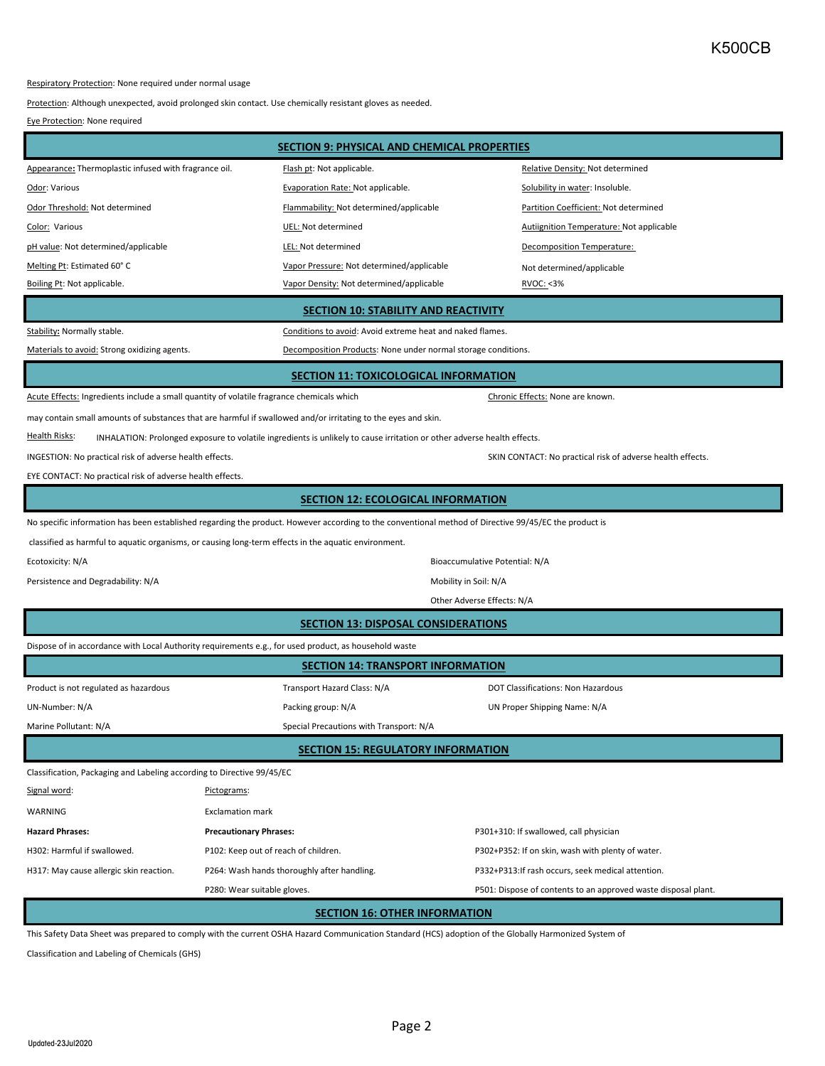Respiratory Protection: None required under normal usage

Protection: Although unexpected, avoid prolonged skin contact. Use chemically resistant gloves as needed.

Eye Protection: None required

## SECTION 9: PHYSICAL AND CHEMICAL PROPERTIES

| | | |
|---|---|---|
| Appearance: Thermoplastic infused with fragrance oil. | Flash pt: Not applicable. | Relative Density: Not determined |
| Odor: Various | Evaporation Rate: Not applicable. | Solubility in water: Insoluble. |
| Odor Threshold: Not determined | Flammability: Not determined/applicable | Partition Coefficient: Not determined |
| Color: Various | UEL: Not determined | Autiignition Temperature: Not applicable |
| pH value: Not determined/applicable | LEL: Not determined | Decomposition Temperature: Not determined/applicable |
| Melting Pt: Estimated 60° C | Vapor Pressure: Not determined/applicable | |
| Boiling Pt: Not applicable. | Vapor Density: Not determined/applicable | RVOC: <3% |

## SECTION 10: STABILITY AND REACTIVITY

| | |
|---|---|
| Stability: Normally stable. | Conditions to avoid: Avoid extreme heat and naked flames. |
| Materials to avoid: Strong oxidizing agents. | Decomposition Products: None under normal storage conditions. |

## SECTION 11: TOXICOLOGICAL INFORMATION

Acute Effects: Ingredients include a small quantity of volatile fragrance chemicals which may contain small amounts of substances that are harmful if swallowed and/or irritating to the eyes and skin.

Chronic Effects: None are known.

Health Risks: INHALATION: Prolonged exposure to volatile ingredients is unlikely to cause irritation or other adverse health effects.

INGESTION: No practical risk of adverse health effects.

SKIN CONTACT: No practical risk of adverse health effects.

EYE CONTACT: No practical risk of adverse health effects.

## SECTION 12: ECOLOGICAL INFORMATION

No specific information has been established regarding the product. However according to the conventional method of Directive 99/45/EC the product is classified as harmful to aquatic organisms, or causing long-term effects in the aquatic environment.

| | |
|---|---|
| Ecotoxicity: N/A | Bioaccumulative Potential: N/A |
| Persistence and Degradability: N/A | Mobility in Soil: N/A |
| | Other Adverse Effects: N/A |

## SECTION 13: DISPOSAL CONSIDERATIONS

Dispose of in accordance with Local Authority requirements e.g., for used product, as household waste

## SECTION 14: TRANSPORT INFORMATION

| | | |
|---|---|---|
| Product is not regulated as hazardous | Transport Hazard Class: N/A | DOT Classifications: Non Hazardous |
| UN-Number: N/A | Packing group: N/A | UN Proper Shipping Name: N/A |
| Marine Pollutant: N/A | Special Precautions with Transport: N/A | |

## SECTION 15: REGULATORY INFORMATION

Classification, Packaging and Labeling according to Directive 99/45/EC

| | | |
|---|---|---|
| Signal word: | Pictograms: | |
| WARNING | Exclamation mark | |
| **Hazard Phrases:** | **Precautionary Phrases:** | P301+310: If swallowed, call physician |
| H302: Harmful if swallowed. | P102: Keep out of reach of children. | P302+P352: If on skin, wash with plenty of water. |
| H317: May cause allergic skin reaction. | P264: Wash hands thoroughly after handling. | P332+P313:If rash occurs, seek medical attention. |
| | P280: Wear suitable gloves. | P501: Dispose of contents to an approved waste disposal plant. |

## SECTION 16: OTHER INFORMATION

This Safety Data Sheet was prepared to comply with the current OSHA Hazard Communication Standard (HCS) adoption of the Globally Harmonized System of Classification and Labeling of Chemicals (GHS)

Updated-23Jul2020